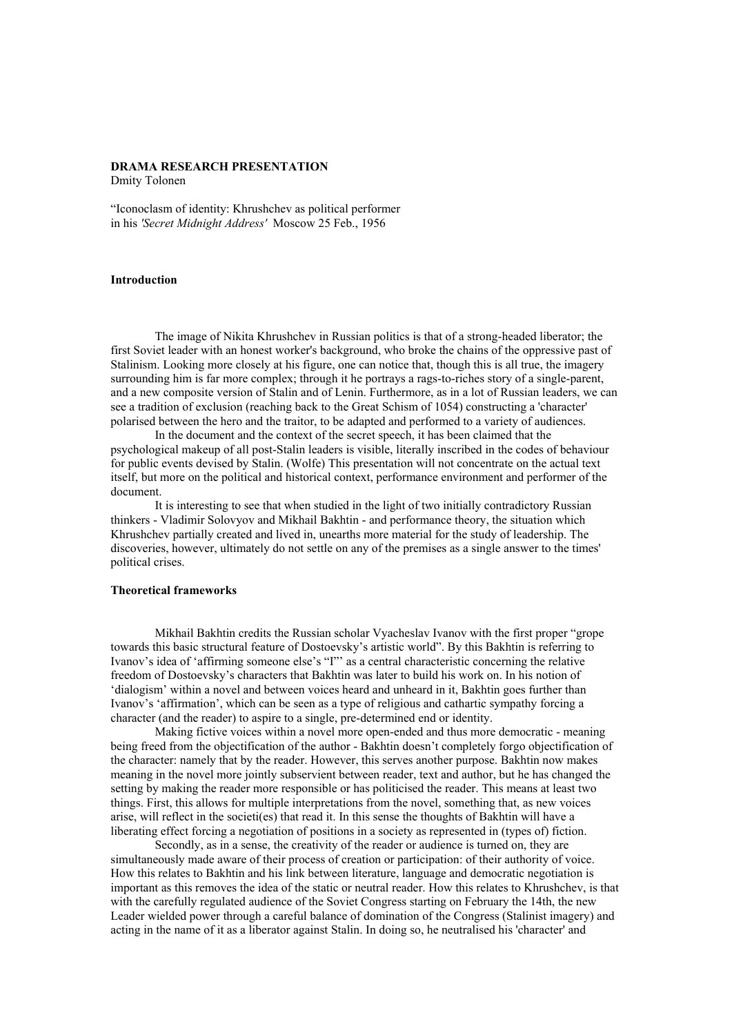**DRAMA RESEARCH PRESENTATION**
Dmity Tolonen

"Iconoclasm of identity: Khrushchev as political performer in his *'Secret Midnight Address'* Moscow 25 Feb., 1956

**Introduction**

The image of Nikita Khrushchev in Russian politics is that of a strong-headed liberator; the first Soviet leader with an honest worker's background, who broke the chains of the oppressive past of Stalinism. Looking more closely at his figure, one can notice that, though this is all true, the imagery surrounding him is far more complex; through it he portrays a rags-to-riches story of a single-parent, and a new composite version of Stalin and of Lenin. Furthermore, as in a lot of Russian leaders, we can see a tradition of exclusion (reaching back to the Great Schism of 1054) constructing a 'character' polarised between the hero and the traitor, to be adapted and performed to a variety of audiences.

In the document and the context of the secret speech, it has been claimed that the psychological makeup of all post-Stalin leaders is visible, literally inscribed in the codes of behaviour for public events devised by Stalin. (Wolfe) This presentation will not concentrate on the actual text itself, but more on the political and historical context, performance environment and performer of the document.

It is interesting to see that when studied in the light of two initially contradictory Russian thinkers - Vladimir Solovyov and Mikhail Bakhtin - and performance theory, the situation which Khrushchev partially created and lived in, unearths more material for the study of leadership. The discoveries, however, ultimately do not settle on any of the premises as a single answer to the times' political crises.

**Theoretical frameworks**

Mikhail Bakhtin credits the Russian scholar Vyacheslav Ivanov with the first proper "grope towards this basic structural feature of Dostoevsky's artistic world". By this Bakhtin is referring to Ivanov's idea of 'affirming someone else's "I"' as a central characteristic concerning the relative freedom of Dostoevsky's characters that Bakhtin was later to build his work on. In his notion of 'dialogism' within a novel and between voices heard and unheard in it, Bakhtin goes further than Ivanov's 'affirmation', which can be seen as a type of religious and cathartic sympathy forcing a character (and the reader) to aspire to a single, pre-determined end or identity.

Making fictive voices within a novel more open-ended and thus more democratic - meaning being freed from the objectification of the author - Bakhtin doesn't completely forgo objectification of the character: namely that by the reader. However, this serves another purpose. Bakhtin now makes meaning in the novel more jointly subservient between reader, text and author, but he has changed the setting by making the reader more responsible or has politicised the reader. This means at least two things. First, this allows for multiple interpretations from the novel, something that, as new voices arise, will reflect in the societi(es) that read it. In this sense the thoughts of Bakhtin will have a liberating effect forcing a negotiation of positions in a society as represented in (types of) fiction.

Secondly, as in a sense, the creativity of the reader or audience is turned on, they are simultaneously made aware of their process of creation or participation: of their authority of voice. How this relates to Bakhtin and his link between literature, language and democratic negotiation is important as this removes the idea of the static or neutral reader. How this relates to Khrushchev, is that with the carefully regulated audience of the Soviet Congress starting on February the 14th, the new Leader wielded power through a careful balance of domination of the Congress (Stalinist imagery) and acting in the name of it as a liberator against Stalin. In doing so, he neutralised his 'character' and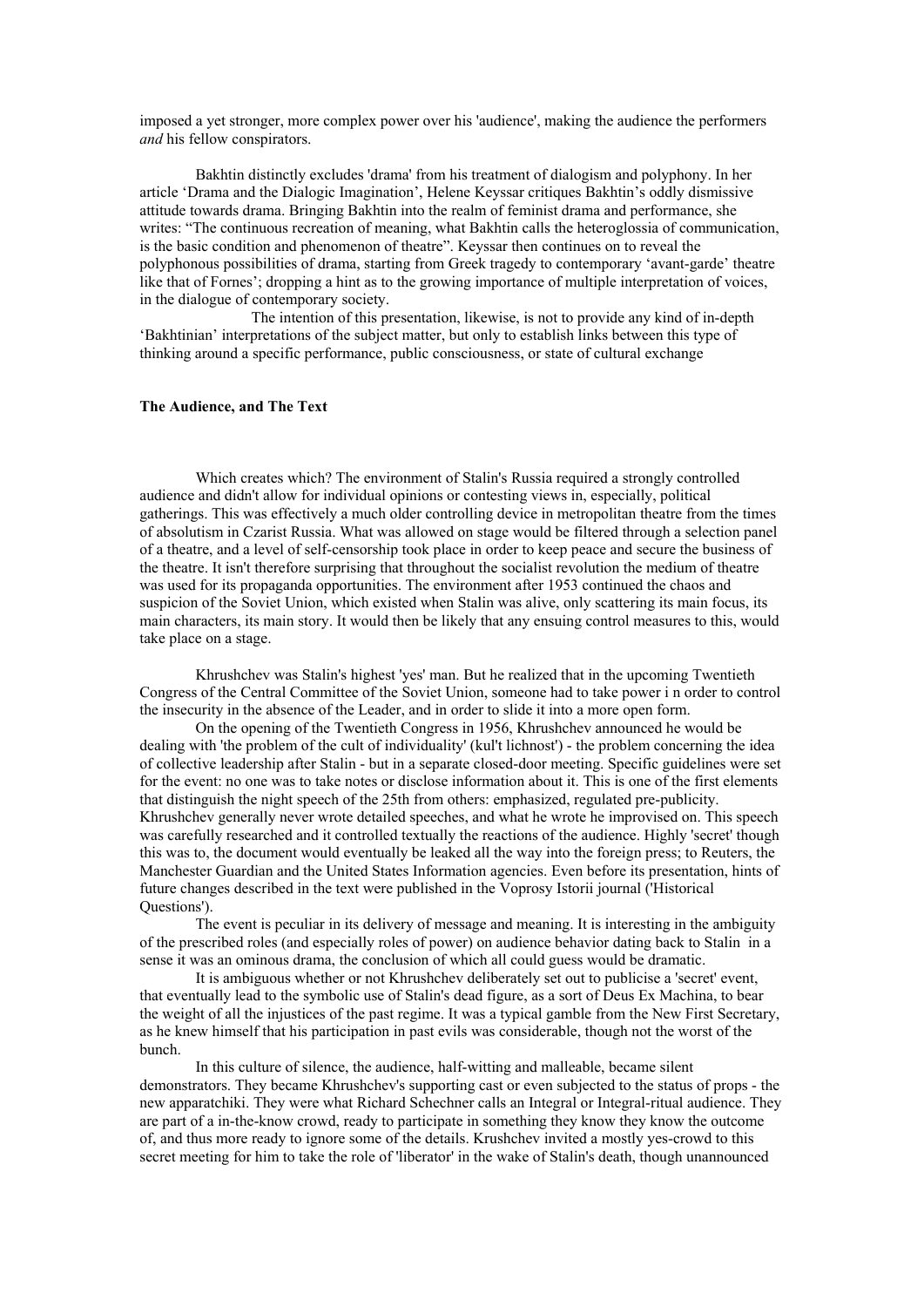imposed a yet stronger, more complex power over his 'audience', making the audience the performers *and* his fellow conspirators.

Bakhtin distinctly excludes 'drama' from his treatment of dialogism and polyphony. In her article 'Drama and the Dialogic Imagination', Helene Keyssar critiques Bakhtin's oddly dismissive attitude towards drama. Bringing Bakhtin into the realm of feminist drama and performance, she writes: "The continuous recreation of meaning, what Bakhtin calls the heteroglossia of communication, is the basic condition and phenomenon of theatre". Keyssar then continues on to reveal the polyphonous possibilities of drama, starting from Greek tragedy to contemporary 'avant-garde' theatre like that of Fornes'; dropping a hint as to the growing importance of multiple interpretation of voices, in the dialogue of contemporary society.

The intention of this presentation, likewise, is not to provide any kind of in-depth 'Bakhtinian' interpretations of the subject matter, but only to establish links between this type of thinking around a specific performance, public consciousness, or state of cultural exchange

**The Audience, and The Text**

Which creates which? The environment of Stalin's Russia required a strongly controlled audience and didn't allow for individual opinions or contesting views in, especially, political gatherings. This was effectively a much older controlling device in metropolitan theatre from the times of absolutism in Czarist Russia. What was allowed on stage would be filtered through a selection panel of a theatre, and a level of self-censorship took place in order to keep peace and secure the business of the theatre. It isn't therefore surprising that throughout the socialist revolution the medium of theatre was used for its propaganda opportunities. The environment after 1953 continued the chaos and suspicion of the Soviet Union, which existed when Stalin was alive, only scattering its main focus, its main characters, its main story. It would then be likely that any ensuing control measures to this, would take place on a stage.

Khrushchev was Stalin's highest 'yes' man. But he realized that in the upcoming Twentieth Congress of the Central Committee of the Soviet Union, someone had to take power i n order to control the insecurity in the absence of the Leader, and in order to slide it into a more open form.

On the opening of the Twentieth Congress in 1956, Khrushchev announced he would be dealing with 'the problem of the cult of individuality' (kul't lichnost') - the problem concerning the idea of collective leadership after Stalin - but in a separate closed-door meeting. Specific guidelines were set for the event: no one was to take notes or disclose information about it. This is one of the first elements that distinguish the night speech of the 25th from others: emphasized, regulated pre-publicity. Khrushchev generally never wrote detailed speeches, and what he wrote he improvised on. This speech was carefully researched and it controlled textually the reactions of the audience. Highly 'secret' though this was to, the document would eventually be leaked all the way into the foreign press; to Reuters, the Manchester Guardian and the United States Information agencies. Even before its presentation, hints of future changes described in the text were published in the Voprosy Istorii journal ('Historical Questions').

The event is peculiar in its delivery of message and meaning. It is interesting in the ambiguity of the prescribed roles (and especially roles of power) on audience behavior dating back to Stalin in a sense it was an ominous drama, the conclusion of which all could guess would be dramatic.

It is ambiguous whether or not Khrushchev deliberately set out to publicise a 'secret' event, that eventually lead to the symbolic use of Stalin's dead figure, as a sort of Deus Ex Machina, to bear the weight of all the injustices of the past regime. It was a typical gamble from the New First Secretary, as he knew himself that his participation in past evils was considerable, though not the worst of the bunch.

In this culture of silence, the audience, half-witting and malleable, became silent demonstrators. They became Khrushchev's supporting cast or even subjected to the status of props - the new apparatchiki. They were what Richard Schechner calls an Integral or Integral-ritual audience. They are part of a in-the-know crowd, ready to participate in something they know they know the outcome of, and thus more ready to ignore some of the details. Krushchev invited a mostly yes-crowd to this secret meeting for him to take the role of 'liberator' in the wake of Stalin's death, though unannounced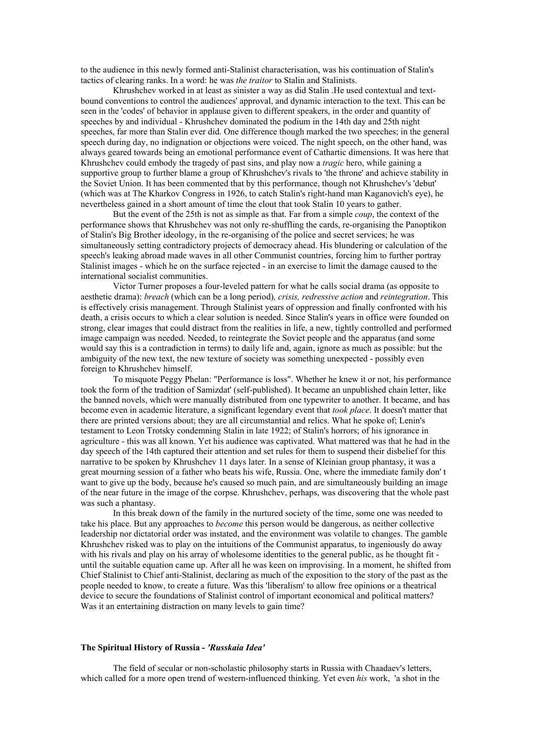to the audience in this newly formed anti-Stalinist characterisation, was his continuation of Stalin's tactics of clearing ranks. In a word: he was *the traitor* to Stalin and Stalinists.

Khrushchev worked in at least as sinister a way as did Stalin .He used contextual and text-bound conventions to control the audiences' approval, and dynamic interaction to the text. This can be seen in the 'codes' of behavior in applause given to different speakers, in the order and quantity of speeches by and individual - Khrushchev dominated the podium in the 14th day and 25th night speeches, far more than Stalin ever did. One difference though marked the two speeches; in the general speech during day, no indignation or objections were voiced. The night speech, on the other hand, was always geared towards being an emotional performance event of Cathartic dimensions. It was here that Khrushchev could embody the tragedy of past sins, and play now a *tragic* hero, while gaining a supportive group to further blame a group of Khrushchev's rivals to 'the throne' and achieve stability in the Soviet Union. It has been commented that by this performance, though not Khrushchev's 'debut' (which was at The Kharkov Congress in 1926, to catch Stalin's right-hand man Kaganovich's eye), he nevertheless gained in a short amount of time the clout that took Stalin 10 years to gather.

But the event of the 25th is not as simple as that. Far from a simple *coup*, the context of the performance shows that Khrushchev was not only re-shuffling the cards, re-organising the Panoptikon of Stalin's Big Brother ideology, in the re-organising of the police and secret services; he was simultaneously setting contradictory projects of democracy ahead. His blundering or calculation of the speech's leaking abroad made waves in all other Communist countries, forcing him to further portray Stalinist images - which he on the surface rejected - in an exercise to limit the damage caused to the international socialist communities.

Victor Turner proposes a four-leveled pattern for what he calls social drama (as opposite to aesthetic drama): *breach* (which can be a long period)*, crisis, redressive action* and *reintegration*. This is effectively crisis management. Through Stalinist years of oppression and finally confronted with his death, a crisis occurs to which a clear solution is needed. Since Stalin's years in office were founded on strong, clear images that could distract from the realities in life, a new, tightly controlled and performed image campaign was needed. Needed, to reintegrate the Soviet people and the apparatus (and some would say this is a contradiction in terms) to daily life and, again, ignore as much as possible: but the ambiguity of the new text, the new texture of society was something unexpected - possibly even foreign to Khrushchev himself.

To misquote Peggy Phelan: "Performance is loss". Whether he knew it or not, his performance took the form of the tradition of Samizdat' (self-published). It became an unpublished chain letter, like the banned novels, which were manually distributed from one typewriter to another. It became, and has become even in academic literature, a significant legendary event that *took place*. It doesn't matter that there are printed versions about; they are all circumstantial and relics. What he spoke of; Lenin's testament to Leon Trotsky condemning Stalin in late 1922; of Stalin's horrors; of his ignorance in agriculture - this was all known. Yet his audience was captivated. What mattered was that he had in the day speech of the 14th captured their attention and set rules for them to suspend their disbelief for this narrative to be spoken by Khrushchev 11 days later. In a sense of Kleinian group phantasy, it was a great mourning session of a father who beats his wife, Russia. One, where the immediate family don' t want to give up the body, because he's caused so much pain, and are simultaneously building an image of the near future in the image of the corpse. Khrushchev, perhaps, was discovering that the whole past was such a phantasy.

In this break down of the family in the nurtured society of the time, some one was needed to take his place. But any approaches to *become* this person would be dangerous, as neither collective leadership nor dictatorial order was instated, and the environment was volatile to changes. The gamble Khrushchev risked was to play on the intuitions of the Communist apparatus, to ingeniously do away with his rivals and play on his array of wholesome identities to the general public, as he thought fit - until the suitable equation came up. After all he was keen on improvising. In a moment, he shifted from Chief Stalinist to Chief anti-Stalinist, declaring as much of the exposition to the story of the past as the people needed to know, to create a future. Was this 'liberalism' to allow free opinions or a theatrical device to secure the foundations of Stalinist control of important economical and political matters? Was it an entertaining distraction on many levels to gain time?

### The Spiritual History of Russia - *'Russkaia Idea'*

The field of secular or non-scholastic philosophy starts in Russia with Chaadaev's letters, which called for a more open trend of western-influenced thinking. Yet even *his* work, 'a shot in the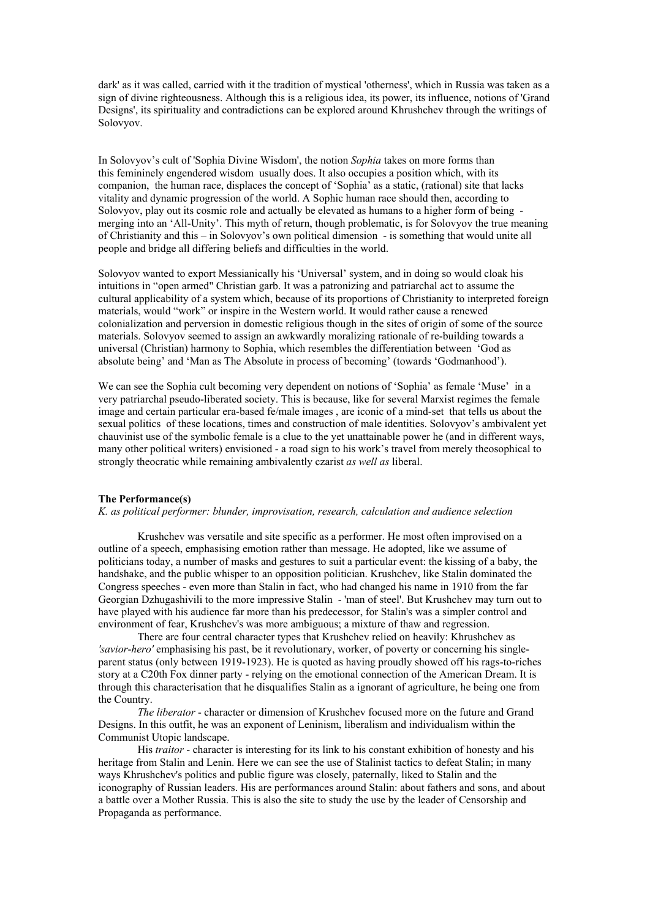dark' as it was called, carried with it the tradition of mystical 'otherness', which in Russia was taken as a sign of divine righteousness. Although this is a religious idea, its power, its influence, notions of 'Grand Designs', its spirituality and contradictions can be explored around Khrushchev through the writings of Solovyov.

In Solovyov's cult of 'Sophia Divine Wisdom', the notion *Sophia* takes on more forms than this femininely engendered wisdom usually does. It also occupies a position which, with its companion, the human race, displaces the concept of 'Sophia' as a static, (rational) site that lacks vitality and dynamic progression of the world. A Sophic human race should then, according to Solovyov, play out its cosmic role and actually be elevated as humans to a higher form of being - merging into an 'All-Unity'. This myth of return, though problematic, is for Solovyov the true meaning of Christianity and this – in Solovyov's own political dimension - is something that would unite all people and bridge all differing beliefs and difficulties in the world.

Solovyov wanted to export Messianically his 'Universal' system, and in doing so would cloak his intuitions in "open armed" Christian garb. It was a patronizing and patriarchal act to assume the cultural applicability of a system which, because of its proportions of Christianity to interpreted foreign materials, would "work" or inspire in the Western world. It would rather cause a renewed colonialization and perversion in domestic religious though in the sites of origin of some of the source materials. Solovyov seemed to assign an awkwardly moralizing rationale of re-building towards a universal (Christian) harmony to Sophia, which resembles the differentiation between 'God as absolute being' and 'Man as The Absolute in process of becoming' (towards 'Godmanhood').

We can see the Sophia cult becoming very dependent on notions of 'Sophia' as female 'Muse' in a very patriarchal pseudo-liberated society. This is because, like for several Marxist regimes the female image and certain particular era-based fe/male images , are iconic of a mind-set that tells us about the sexual politics of these locations, times and construction of male identities. Solovyov's ambivalent yet chauvinist use of the symbolic female is a clue to the yet unattainable power he (and in different ways, many other political writers) envisioned - a road sign to his work's travel from merely theosophical to strongly theocratic while remaining ambivalently czarist *as well as* liberal.

**The Performance(s)**

*K. as political performer: blunder, improvisation, research, calculation and audience selection*

Krushchev was versatile and site specific as a performer. He most often improvised on a outline of a speech, emphasising emotion rather than message. He adopted, like we assume of politicians today, a number of masks and gestures to suit a particular event: the kissing of a baby, the handshake, and the public whisper to an opposition politician. Krushchev, like Stalin dominated the Congress speeches - even more than Stalin in fact, who had changed his name in 1910 from the far Georgian Dzhugashivili to the more impressive Stalin - 'man of steel'. But Krushchev may turn out to have played with his audience far more than his predecessor, for Stalin's was a simpler control and environment of fear, Krushchev's was more ambiguous; a mixture of thaw and regression.

There are four central character types that Krushchev relied on heavily: Khrushchev as *'savior-hero'* emphasising his past, be it revolutionary, worker, of poverty or concerning his single-parent status (only between 1919-1923). He is quoted as having proudly showed off his rags-to-riches story at a C20th Fox dinner party - relying on the emotional connection of the American Dream. It is through this characterisation that he disqualifies Stalin as a ignorant of agriculture, he being one from the Country.

*The liberator* - character or dimension of Krushchev focused more on the future and Grand Designs. In this outfit, he was an exponent of Leninism, liberalism and individualism within the Communist Utopic landscape.

His *traitor* - character is interesting for its link to his constant exhibition of honesty and his heritage from Stalin and Lenin. Here we can see the use of Stalinist tactics to defeat Stalin; in many ways Khrushchev's politics and public figure was closely, paternally, liked to Stalin and the iconography of Russian leaders. His are performances around Stalin: about fathers and sons, and about a battle over a Mother Russia. This is also the site to study the use by the leader of Censorship and Propaganda as performance.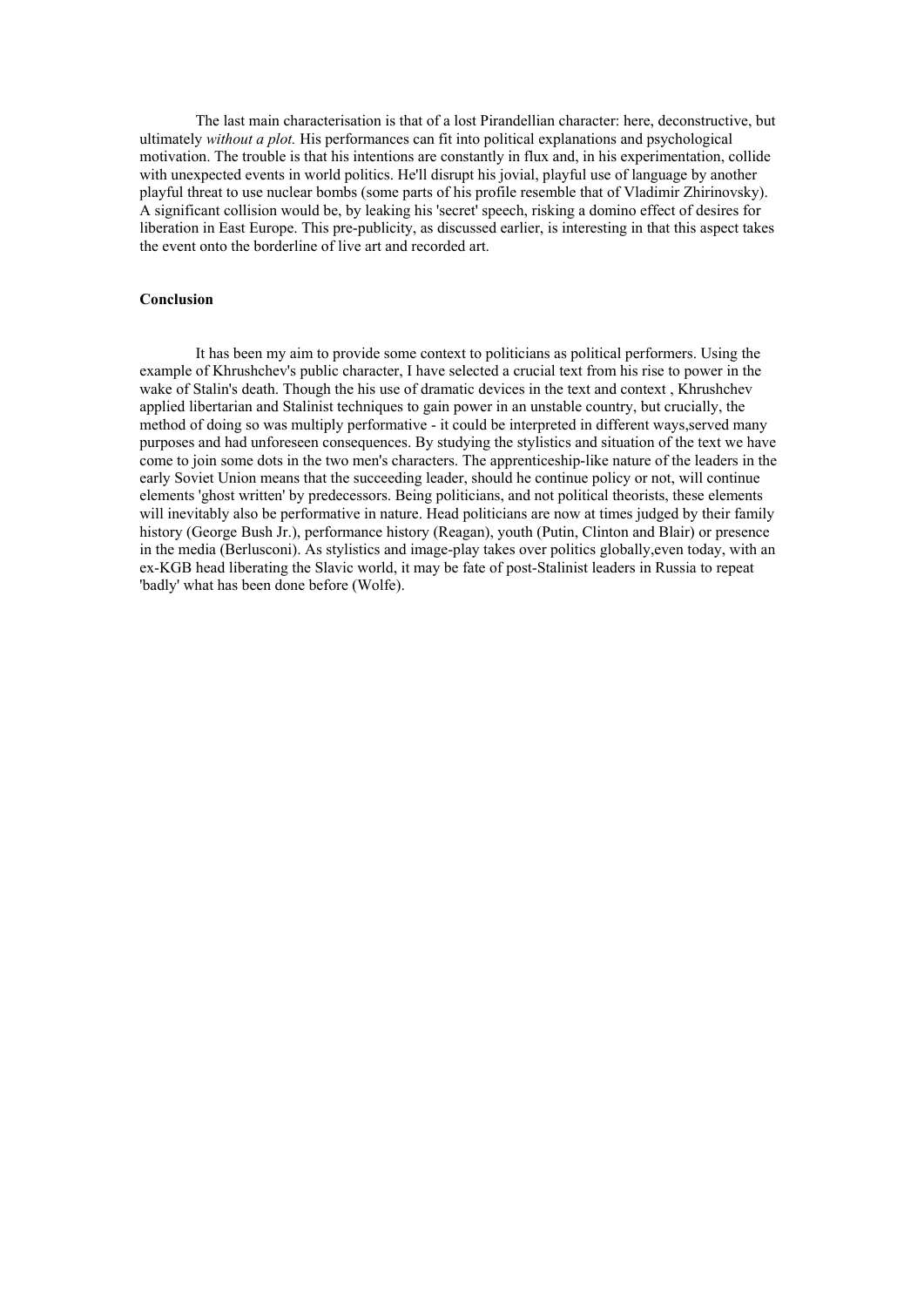The last main characterisation is that of a lost Pirandellian character: here, deconstructive, but ultimately *without a plot.* His performances can fit into political explanations and psychological motivation. The trouble is that his intentions are constantly in flux and, in his experimentation, collide with unexpected events in world politics. He'll disrupt his jovial, playful use of language by another playful threat to use nuclear bombs (some parts of his profile resemble that of Vladimir Zhirinovsky). A significant collision would be, by leaking his 'secret' speech, risking a domino effect of desires for liberation in East Europe. This pre-publicity, as discussed earlier, is interesting in that this aspect takes the event onto the borderline of live art and recorded art.

**Conclusion**

It has been my aim to provide some context to politicians as political performers. Using the example of Khrushchev's public character, I have selected a crucial text from his rise to power in the wake of Stalin's death. Though the his use of dramatic devices in the text and context , Khrushchev applied libertarian and Stalinist techniques to gain power in an unstable country, but crucially, the method of doing so was multiply performative - it could be interpreted in different ways,served many purposes and had unforeseen consequences. By studying the stylistics and situation of the text we have come to join some dots in the two men's characters. The apprenticeship-like nature of the leaders in the early Soviet Union means that the succeeding leader, should he continue policy or not, will continue elements 'ghost written' by predecessors. Being politicians, and not political theorists, these elements will inevitably also be performative in nature. Head politicians are now at times judged by their family history (George Bush Jr.), performance history (Reagan), youth (Putin, Clinton and Blair) or presence in the media (Berlusconi). As stylistics and image-play takes over politics globally,even today, with an ex-KGB head liberating the Slavic world, it may be fate of post-Stalinist leaders in Russia to repeat 'badly' what has been done before (Wolfe).